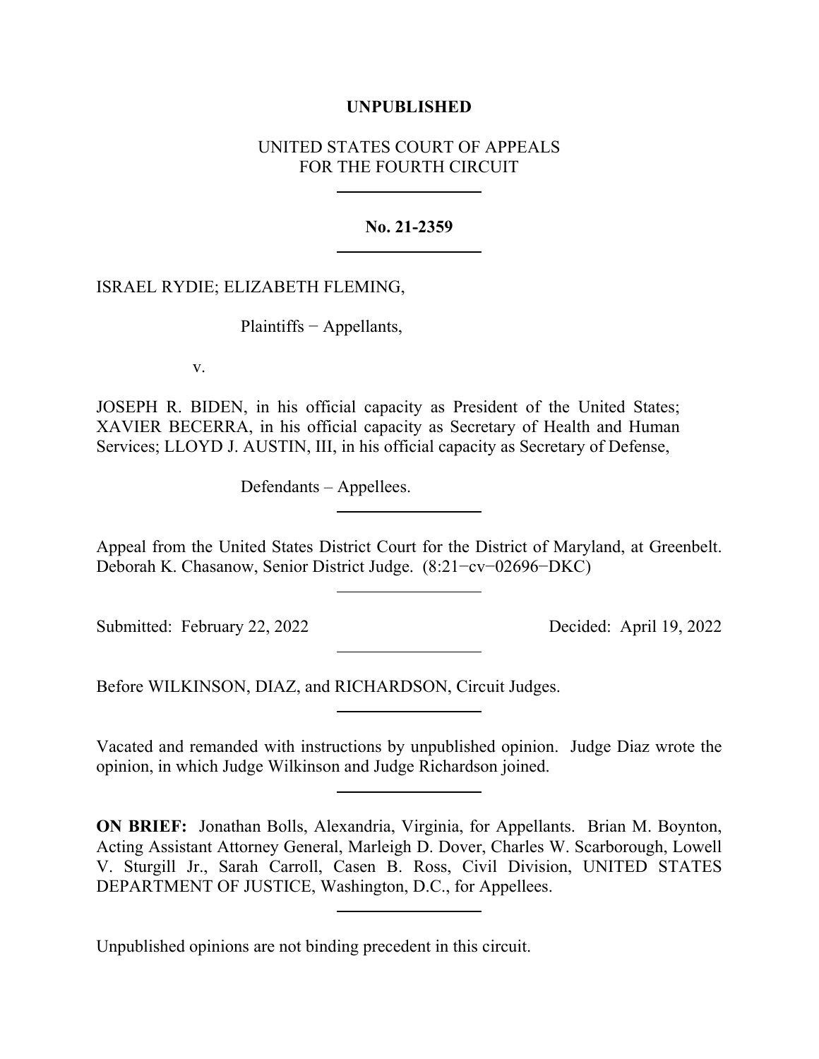**UNPUBLISHED**

UNITED STATES COURT OF APPEALS
FOR THE FOURTH CIRCUIT

---

**No. 21-2359**

---

ISRAEL RYDIE; ELIZABETH FLEMING,

Plaintiffs − Appellants,

v.

JOSEPH R. BIDEN, in his official capacity as President of the United States; XAVIER BECERRA, in his official capacity as Secretary of Health and Human Services; LLOYD J. AUSTIN, III, in his official capacity as Secretary of Defense,

Defendants – Appellees.

---

Appeal from the United States District Court for the District of Maryland, at Greenbelt. Deborah K. Chasanow, Senior District Judge. (8:21−cv−02696−DKC)

---

Submitted: February 22, 2022 Decided: April 19, 2022

---

Before WILKINSON, DIAZ, and RICHARDSON, Circuit Judges.

---

Vacated and remanded with instructions by unpublished opinion. Judge Diaz wrote the opinion, in which Judge Wilkinson and Judge Richardson joined.

---

**ON BRIEF:** Jonathan Bolls, Alexandria, Virginia, for Appellants. Brian M. Boynton, Acting Assistant Attorney General, Marleigh D. Dover, Charles W. Scarborough, Lowell V. Sturgill Jr., Sarah Carroll, Casen B. Ross, Civil Division, UNITED STATES DEPARTMENT OF JUSTICE, Washington, D.C., for Appellees.

---

Unpublished opinions are not binding precedent in this circuit.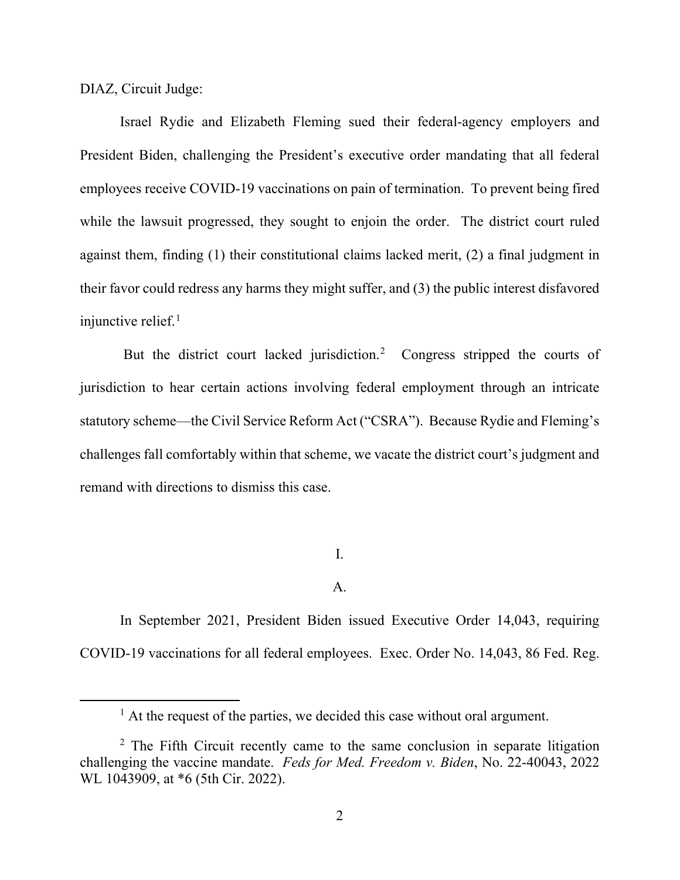DIAZ, Circuit Judge:

Israel Rydie and Elizabeth Fleming sued their federal-agency employers and President Biden, challenging the President's executive order mandating that all federal employees receive COVID-19 vaccinations on pain of termination. To prevent being fired while the lawsuit progressed, they sought to enjoin the order. The district court ruled against them, finding (1) their constitutional claims lacked merit, (2) a final judgment in their favor could redress any harms they might suffer, and (3) the public interest disfavored injunctive relief.[1]

But the district court lacked jurisdiction.[2] Congress stripped the courts of jurisdiction to hear certain actions involving federal employment through an intricate statutory scheme—the Civil Service Reform Act ("CSRA"). Because Rydie and Fleming's challenges fall comfortably within that scheme, we vacate the district court's judgment and remand with directions to dismiss this case.

## I.

### A.

In September 2021, President Biden issued Executive Order 14,043, requiring COVID-19 vaccinations for all federal employees. Exec. Order No. 14,043, 86 Fed. Reg.

---

[1] At the request of the parties, we decided this case without oral argument.

[2] The Fifth Circuit recently came to the same conclusion in separate litigation challenging the vaccine mandate. *Feds for Med. Freedom v. Biden*, No. 22-40043, 2022 WL 1043909, at *6 (5th Cir. 2022).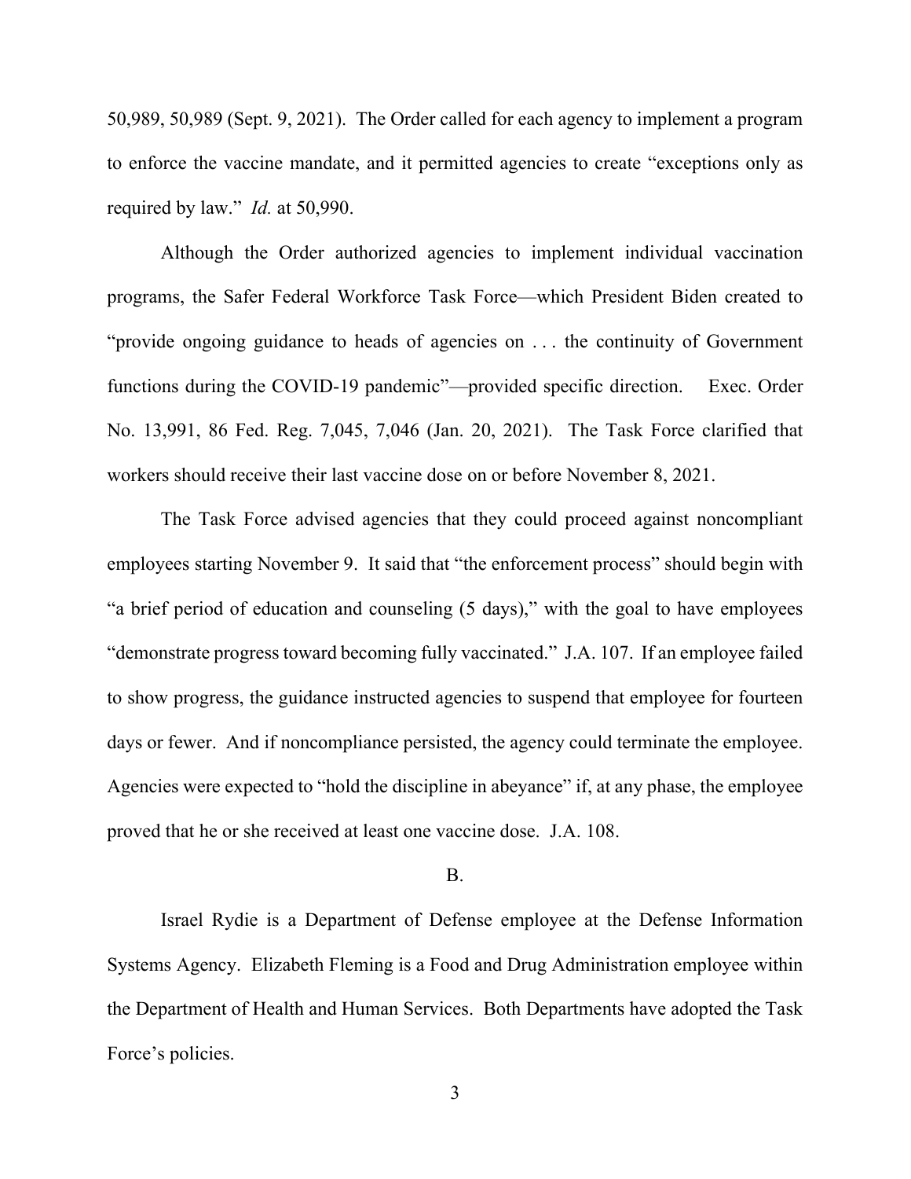50,989, 50,989 (Sept. 9, 2021). The Order called for each agency to implement a program to enforce the vaccine mandate, and it permitted agencies to create "exceptions only as required by law." *Id.* at 50,990.

Although the Order authorized agencies to implement individual vaccination programs, the Safer Federal Workforce Task Force—which President Biden created to "provide ongoing guidance to heads of agencies on . . . the continuity of Government functions during the COVID-19 pandemic"—provided specific direction. Exec. Order No. 13,991, 86 Fed. Reg. 7,045, 7,046 (Jan. 20, 2021). The Task Force clarified that workers should receive their last vaccine dose on or before November 8, 2021.

The Task Force advised agencies that they could proceed against noncompliant employees starting November 9. It said that "the enforcement process" should begin with "a brief period of education and counseling (5 days)," with the goal to have employees "demonstrate progress toward becoming fully vaccinated." J.A. 107. If an employee failed to show progress, the guidance instructed agencies to suspend that employee for fourteen days or fewer. And if noncompliance persisted, the agency could terminate the employee. Agencies were expected to "hold the discipline in abeyance" if, at any phase, the employee proved that he or she received at least one vaccine dose. J.A. 108.

B.

Israel Rydie is a Department of Defense employee at the Defense Information Systems Agency. Elizabeth Fleming is a Food and Drug Administration employee within the Department of Health and Human Services. Both Departments have adopted the Task Force's policies.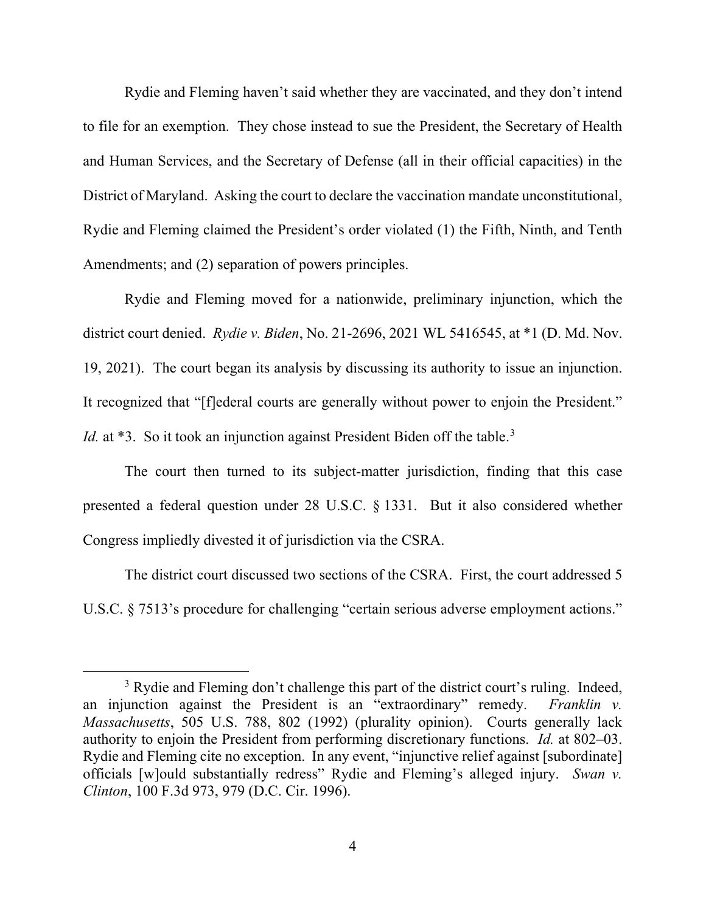Rydie and Fleming haven't said whether they are vaccinated, and they don't intend to file for an exemption. They chose instead to sue the President, the Secretary of Health and Human Services, and the Secretary of Defense (all in their official capacities) in the District of Maryland. Asking the court to declare the vaccination mandate unconstitutional, Rydie and Fleming claimed the President's order violated (1) the Fifth, Ninth, and Tenth Amendments; and (2) separation of powers principles.

Rydie and Fleming moved for a nationwide, preliminary injunction, which the district court denied. *Rydie v. Biden*, No. 21-2696, 2021 WL 5416545, at *1 (D. Md. Nov. 19, 2021). The court began its analysis by discussing its authority to issue an injunction. It recognized that "[f]ederal courts are generally without power to enjoin the President." *Id.* at *3. So it took an injunction against President Biden off the table.[3]

The court then turned to its subject-matter jurisdiction, finding that this case presented a federal question under 28 U.S.C. § 1331. But it also considered whether Congress impliedly divested it of jurisdiction via the CSRA.

The district court discussed two sections of the CSRA. First, the court addressed 5 U.S.C. § 7513's procedure for challenging "certain serious adverse employment actions."

---

[3] Rydie and Fleming don't challenge this part of the district court's ruling. Indeed, an injunction against the President is an "extraordinary" remedy. *Franklin v. Massachusetts*, 505 U.S. 788, 802 (1992) (plurality opinion). Courts generally lack authority to enjoin the President from performing discretionary functions. *Id.* at 802–03. Rydie and Fleming cite no exception. In any event, "injunctive relief against [subordinate] officials [w]ould substantially redress" Rydie and Fleming's alleged injury. *Swan v. Clinton*, 100 F.3d 973, 979 (D.C. Cir. 1996).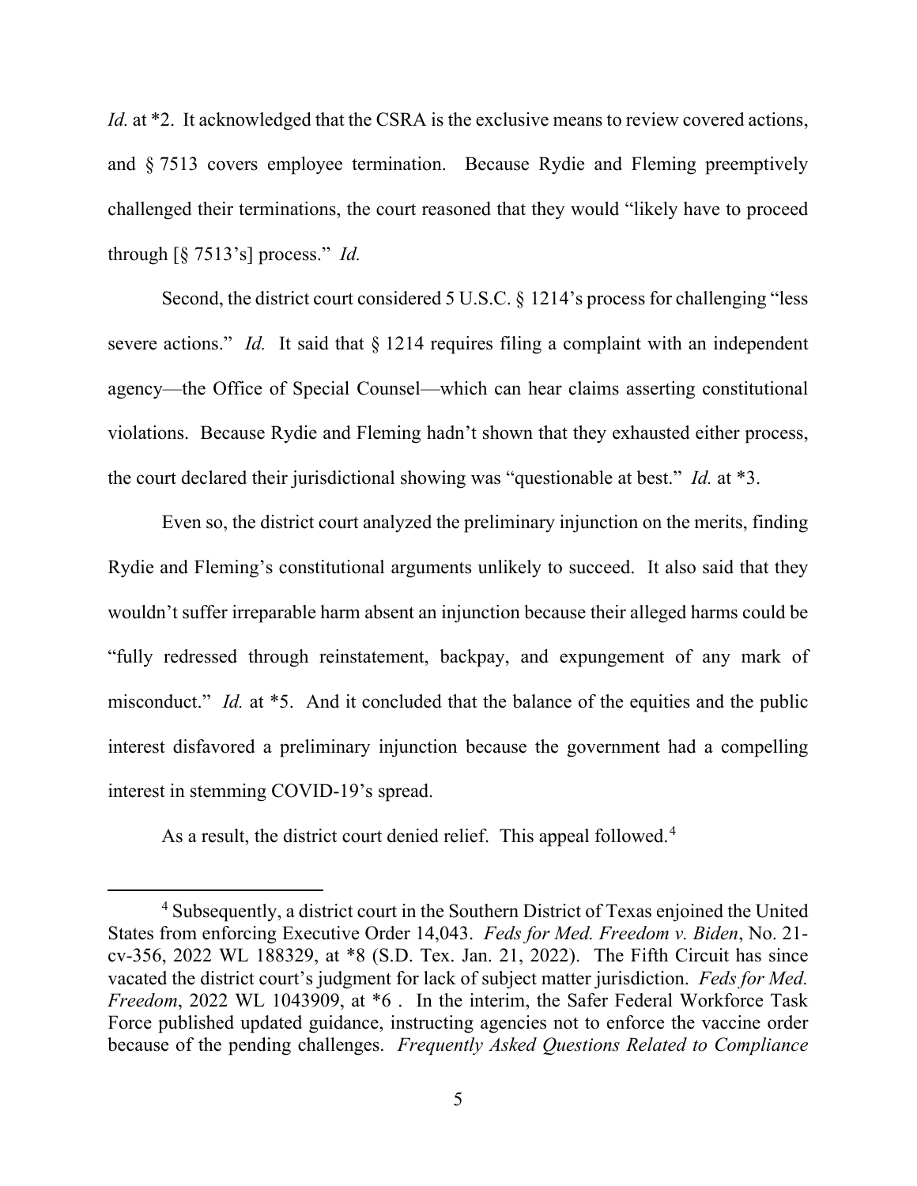*Id.* at *2. It acknowledged that the CSRA is the exclusive means to review covered actions, and § 7513 covers employee termination. Because Rydie and Fleming preemptively challenged their terminations, the court reasoned that they would "likely have to proceed through [§ 7513's] process." *Id.*

Second, the district court considered 5 U.S.C. § 1214's process for challenging "less severe actions." *Id.* It said that § 1214 requires filing a complaint with an independent agency—the Office of Special Counsel—which can hear claims asserting constitutional violations. Because Rydie and Fleming hadn't shown that they exhausted either process, the court declared their jurisdictional showing was "questionable at best." *Id.* at *3.

Even so, the district court analyzed the preliminary injunction on the merits, finding Rydie and Fleming's constitutional arguments unlikely to succeed. It also said that they wouldn't suffer irreparable harm absent an injunction because their alleged harms could be "fully redressed through reinstatement, backpay, and expungement of any mark of misconduct." *Id.* at *5. And it concluded that the balance of the equities and the public interest disfavored a preliminary injunction because the government had a compelling interest in stemming COVID-19's spread.

As a result, the district court denied relief. This appeal followed.[4]

[4] Subsequently, a district court in the Southern District of Texas enjoined the United States from enforcing Executive Order 14,043. *Feds for Med. Freedom v. Biden*, No. 21-cv-356, 2022 WL 188329, at *8 (S.D. Tex. Jan. 21, 2022). The Fifth Circuit has since vacated the district court's judgment for lack of subject matter jurisdiction. *Feds for Med. Freedom*, 2022 WL 1043909, at *6 . In the interim, the Safer Federal Workforce Task Force published updated guidance, instructing agencies not to enforce the vaccine order because of the pending challenges. *Frequently Asked Questions Related to Compliance*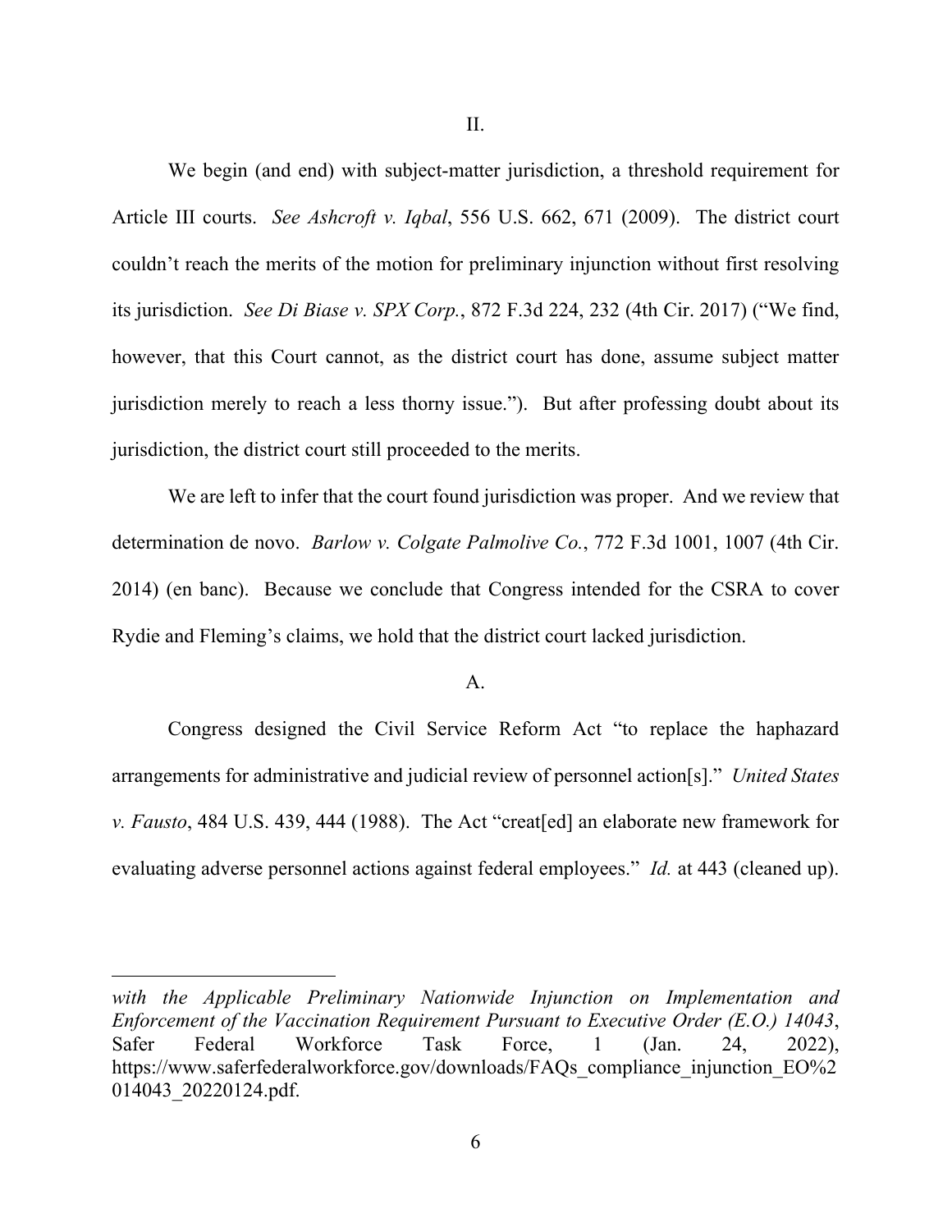II.

We begin (and end) with subject-matter jurisdiction, a threshold requirement for Article III courts. *See Ashcroft v. Iqbal*, 556 U.S. 662, 671 (2009). The district court couldn't reach the merits of the motion for preliminary injunction without first resolving its jurisdiction. *See Di Biase v. SPX Corp.*, 872 F.3d 224, 232 (4th Cir. 2017) ("We find, however, that this Court cannot, as the district court has done, assume subject matter jurisdiction merely to reach a less thorny issue."). But after professing doubt about its jurisdiction, the district court still proceeded to the merits.

We are left to infer that the court found jurisdiction was proper. And we review that determination de novo. *Barlow v. Colgate Palmolive Co.*, 772 F.3d 1001, 1007 (4th Cir. 2014) (en banc). Because we conclude that Congress intended for the CSRA to cover Rydie and Fleming's claims, we hold that the district court lacked jurisdiction.

A.

Congress designed the Civil Service Reform Act "to replace the haphazard arrangements for administrative and judicial review of personnel action[s]." *United States v. Fausto*, 484 U.S. 439, 444 (1988). The Act "creat[ed] an elaborate new framework for evaluating adverse personnel actions against federal employees." *Id.* at 443 (cleaned up).

---

*with the Applicable Preliminary Nationwide Injunction on Implementation and Enforcement of the Vaccination Requirement Pursuant to Executive Order (E.O.) 14043*, Safer Federal Workforce Task Force, 1 (Jan. 24, 2022), https://www.saferfederalworkforce.gov/downloads/FAQs_compliance_injunction_EO%2014043_20220124.pdf.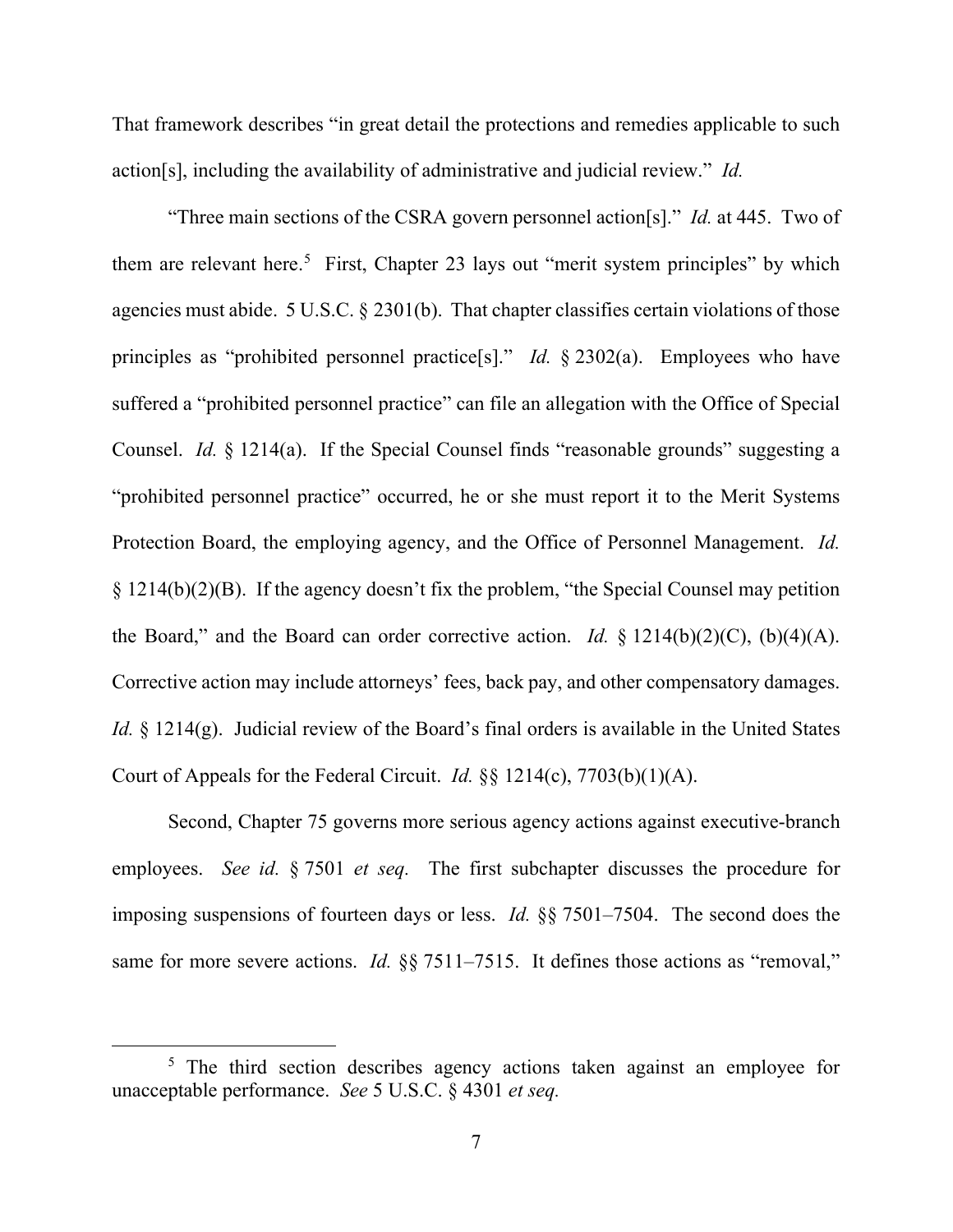That framework describes "in great detail the protections and remedies applicable to such action[s], including the availability of administrative and judicial review." *Id.*

"Three main sections of the CSRA govern personnel action[s]." *Id.* at 445. Two of them are relevant here.[5] First, Chapter 23 lays out "merit system principles" by which agencies must abide. 5 U.S.C. § 2301(b). That chapter classifies certain violations of those principles as "prohibited personnel practice[s]." *Id.* § 2302(a). Employees who have suffered a "prohibited personnel practice" can file an allegation with the Office of Special Counsel. *Id.* § 1214(a). If the Special Counsel finds "reasonable grounds" suggesting a "prohibited personnel practice" occurred, he or she must report it to the Merit Systems Protection Board, the employing agency, and the Office of Personnel Management. *Id.* § 1214(b)(2)(B). If the agency doesn't fix the problem, "the Special Counsel may petition the Board," and the Board can order corrective action. *Id.* § 1214(b)(2)(C), (b)(4)(A). Corrective action may include attorneys' fees, back pay, and other compensatory damages. *Id.* § 1214(g). Judicial review of the Board's final orders is available in the United States Court of Appeals for the Federal Circuit. *Id.* §§ 1214(c), 7703(b)(1)(A).

Second, Chapter 75 governs more serious agency actions against executive-branch employees. *See id.* § 7501 *et seq.* The first subchapter discusses the procedure for imposing suspensions of fourteen days or less. *Id.* §§ 7501–7504. The second does the same for more severe actions. *Id.* §§ 7511–7515. It defines those actions as "removal,"

[5] The third section describes agency actions taken against an employee for unacceptable performance. *See* 5 U.S.C. § 4301 *et seq.*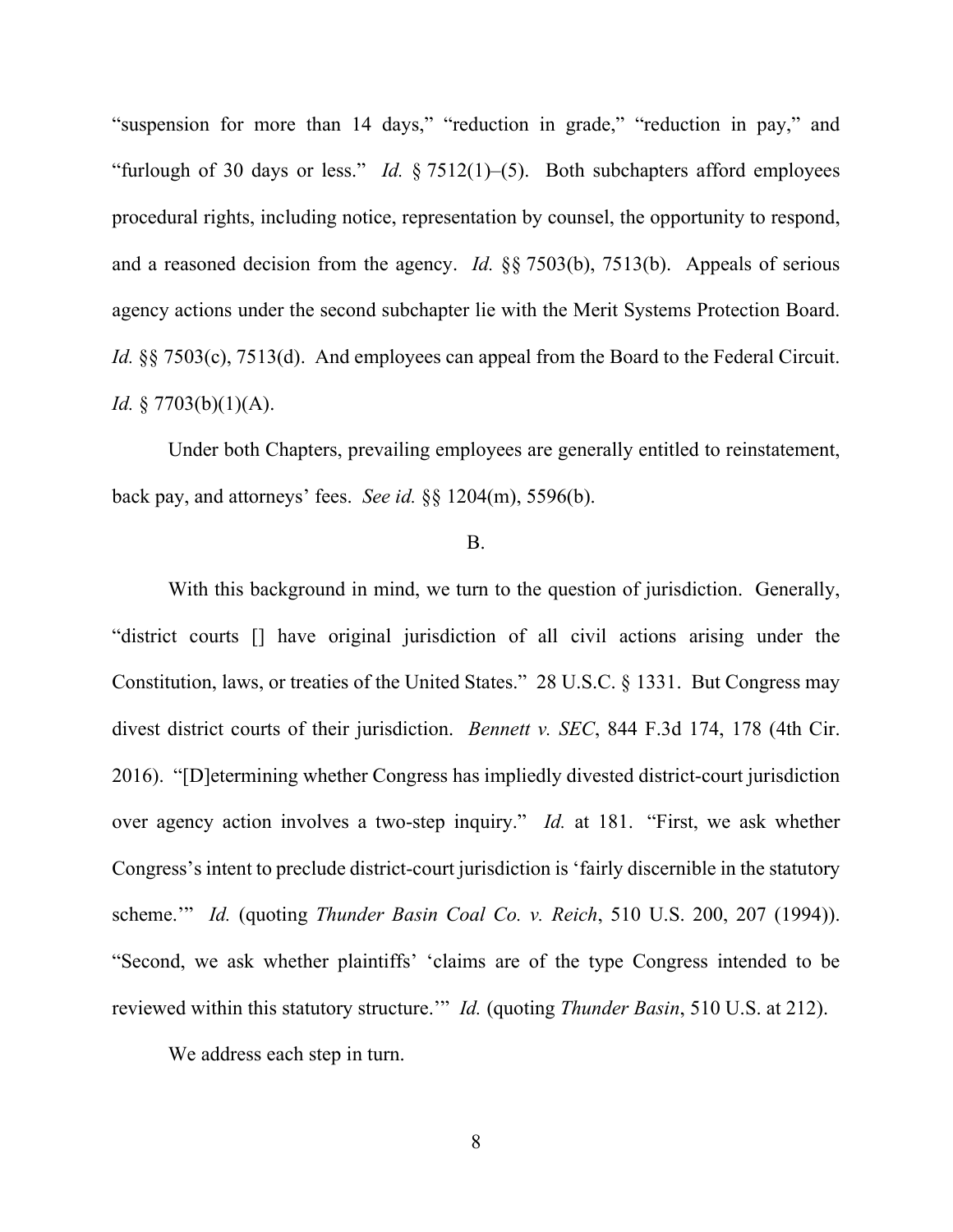"suspension for more than 14 days," "reduction in grade," "reduction in pay," and "furlough of 30 days or less." *Id.* § 7512(1)–(5). Both subchapters afford employees procedural rights, including notice, representation by counsel, the opportunity to respond, and a reasoned decision from the agency. *Id.* §§ 7503(b), 7513(b). Appeals of serious agency actions under the second subchapter lie with the Merit Systems Protection Board. *Id.* §§ 7503(c), 7513(d). And employees can appeal from the Board to the Federal Circuit. *Id.* § 7703(b)(1)(A).

Under both Chapters, prevailing employees are generally entitled to reinstatement, back pay, and attorneys' fees. *See id.* §§ 1204(m), 5596(b).

B.

With this background in mind, we turn to the question of jurisdiction. Generally, "district courts [] have original jurisdiction of all civil actions arising under the Constitution, laws, or treaties of the United States." 28 U.S.C. § 1331. But Congress may divest district courts of their jurisdiction. *Bennett v. SEC*, 844 F.3d 174, 178 (4th Cir. 2016). "[D]etermining whether Congress has impliedly divested district-court jurisdiction over agency action involves a two-step inquiry." *Id.* at 181. "First, we ask whether Congress's intent to preclude district-court jurisdiction is 'fairly discernible in the statutory scheme.'" *Id.* (quoting *Thunder Basin Coal Co. v. Reich*, 510 U.S. 200, 207 (1994)). "Second, we ask whether plaintiffs' 'claims are of the type Congress intended to be reviewed within this statutory structure.'" *Id.* (quoting *Thunder Basin*, 510 U.S. at 212).

We address each step in turn.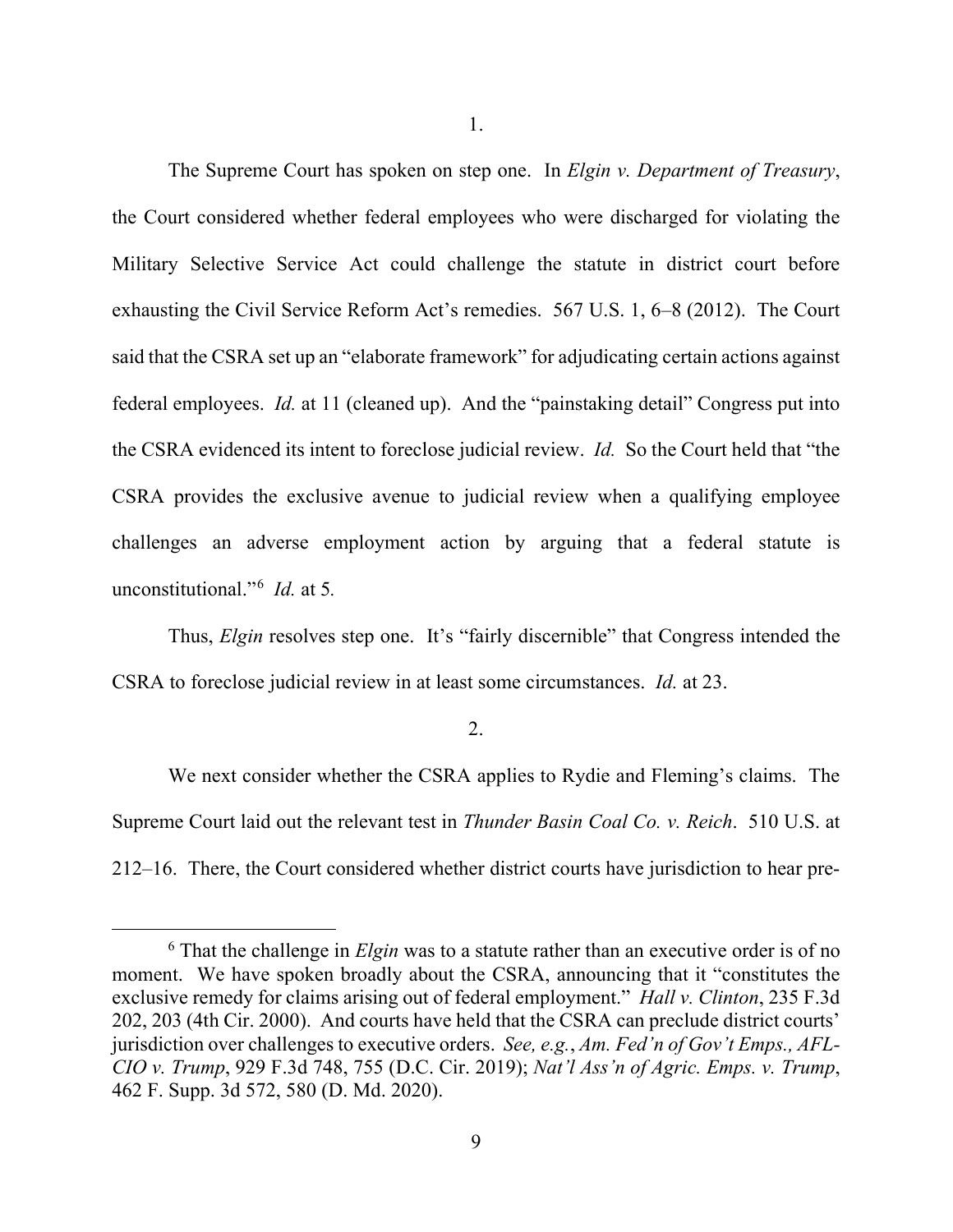1.

The Supreme Court has spoken on step one. In *Elgin v. Department of Treasury*, the Court considered whether federal employees who were discharged for violating the Military Selective Service Act could challenge the statute in district court before exhausting the Civil Service Reform Act's remedies. 567 U.S. 1, 6–8 (2012). The Court said that the CSRA set up an "elaborate framework" for adjudicating certain actions against federal employees. *Id.* at 11 (cleaned up). And the "painstaking detail" Congress put into the CSRA evidenced its intent to foreclose judicial review. *Id.* So the Court held that "the CSRA provides the exclusive avenue to judicial review when a qualifying employee challenges an adverse employment action by arguing that a federal statute is unconstitutional."[6] *Id.* at 5*.*

Thus, *Elgin* resolves step one. It's "fairly discernible" that Congress intended the CSRA to foreclose judicial review in at least some circumstances. *Id.* at 23.

2.

We next consider whether the CSRA applies to Rydie and Fleming's claims. The Supreme Court laid out the relevant test in *Thunder Basin Coal Co. v. Reich*. 510 U.S. at 212–16. There, the Court considered whether district courts have jurisdiction to hear pre-

---

[6] That the challenge in *Elgin* was to a statute rather than an executive order is of no moment. We have spoken broadly about the CSRA, announcing that it "constitutes the exclusive remedy for claims arising out of federal employment." *Hall v. Clinton*, 235 F.3d 202, 203 (4th Cir. 2000). And courts have held that the CSRA can preclude district courts' jurisdiction over challenges to executive orders. *See, e.g.*, *Am. Fed'n of Gov't Emps., AFL-CIO v. Trump*, 929 F.3d 748, 755 (D.C. Cir. 2019); *Nat'l Ass'n of Agric. Emps. v. Trump*, 462 F. Supp. 3d 572, 580 (D. Md. 2020).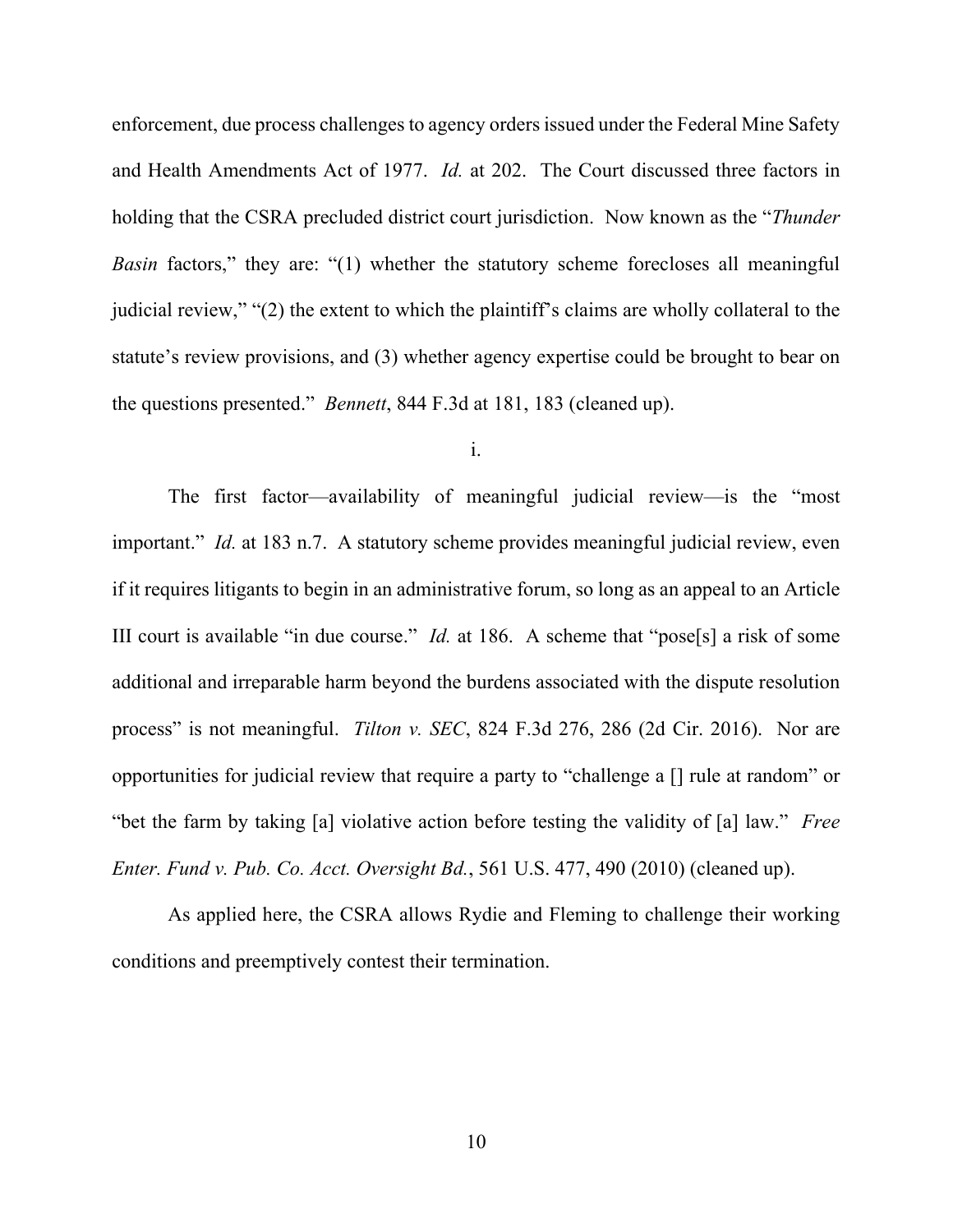enforcement, due process challenges to agency orders issued under the Federal Mine Safety and Health Amendments Act of 1977. *Id.* at 202. The Court discussed three factors in holding that the CSRA precluded district court jurisdiction. Now known as the "*Thunder Basin* factors," they are: "(1) whether the statutory scheme forecloses all meaningful judicial review," "(2) the extent to which the plaintiff's claims are wholly collateral to the statute's review provisions, and (3) whether agency expertise could be brought to bear on the questions presented." *Bennett*, 844 F.3d at 181, 183 (cleaned up).

i.

The first factor—availability of meaningful judicial review—is the "most important." *Id.* at 183 n.7. A statutory scheme provides meaningful judicial review, even if it requires litigants to begin in an administrative forum, so long as an appeal to an Article III court is available "in due course." *Id.* at 186. A scheme that "pose[s] a risk of some additional and irreparable harm beyond the burdens associated with the dispute resolution process" is not meaningful. *Tilton v. SEC*, 824 F.3d 276, 286 (2d Cir. 2016). Nor are opportunities for judicial review that require a party to "challenge a [] rule at random" or "bet the farm by taking [a] violative action before testing the validity of [a] law." *Free Enter. Fund v. Pub. Co. Acct. Oversight Bd.*, 561 U.S. 477, 490 (2010) (cleaned up).

As applied here, the CSRA allows Rydie and Fleming to challenge their working conditions and preemptively contest their termination.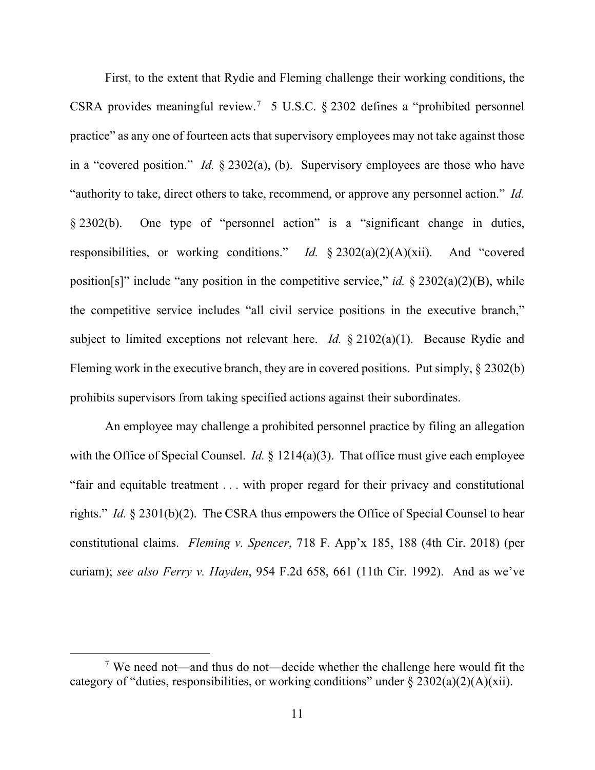First, to the extent that Rydie and Fleming challenge their working conditions, the CSRA provides meaningful review.[7] 5 U.S.C. § 2302 defines a "prohibited personnel practice" as any one of fourteen acts that supervisory employees may not take against those in a "covered position." *Id.* § 2302(a), (b). Supervisory employees are those who have "authority to take, direct others to take, recommend, or approve any personnel action." *Id.* § 2302(b). One type of "personnel action" is a "significant change in duties, responsibilities, or working conditions." *Id.* § 2302(a)(2)(A)(xii). And "covered position[s]" include "any position in the competitive service," *id.* § 2302(a)(2)(B), while the competitive service includes "all civil service positions in the executive branch," subject to limited exceptions not relevant here. *Id.* § 2102(a)(1). Because Rydie and Fleming work in the executive branch, they are in covered positions. Put simply, § 2302(b) prohibits supervisors from taking specified actions against their subordinates.

An employee may challenge a prohibited personnel practice by filing an allegation with the Office of Special Counsel. *Id.* § 1214(a)(3). That office must give each employee "fair and equitable treatment . . . with proper regard for their privacy and constitutional rights." *Id.* § 2301(b)(2). The CSRA thus empowers the Office of Special Counsel to hear constitutional claims. *Fleming v. Spencer*, 718 F. App'x 185, 188 (4th Cir. 2018) (per curiam); *see also Ferry v. Hayden*, 954 F.2d 658, 661 (11th Cir. 1992). And as we've

[7] We need not—and thus do not—decide whether the challenge here would fit the category of "duties, responsibilities, or working conditions" under § 2302(a)(2)(A)(xii).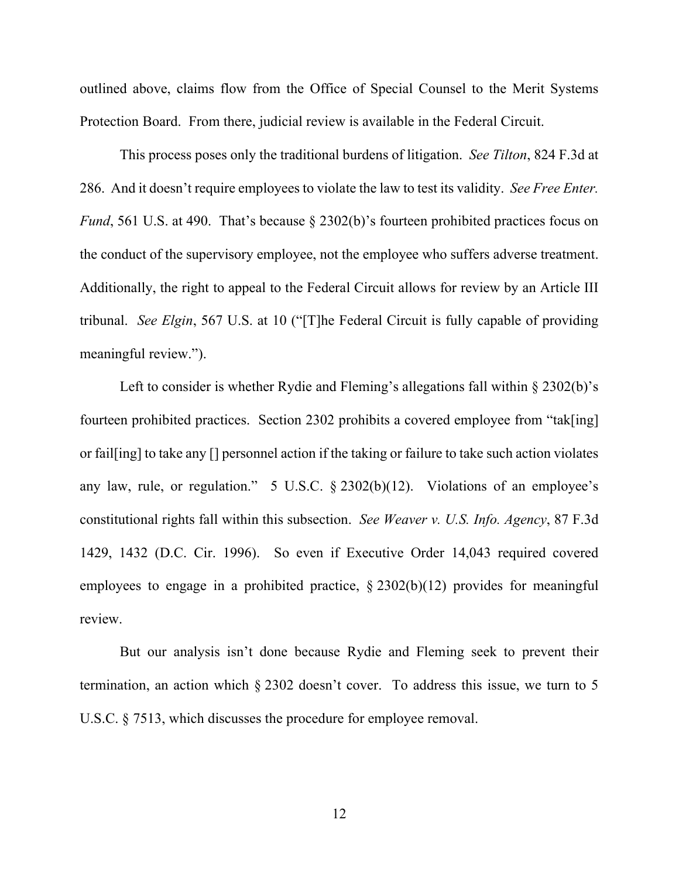outlined above, claims flow from the Office of Special Counsel to the Merit Systems Protection Board. From there, judicial review is available in the Federal Circuit.

This process poses only the traditional burdens of litigation. *See Tilton*, 824 F.3d at 286. And it doesn't require employees to violate the law to test its validity. *See Free Enter. Fund*, 561 U.S. at 490. That's because § 2302(b)'s fourteen prohibited practices focus on the conduct of the supervisory employee, not the employee who suffers adverse treatment. Additionally, the right to appeal to the Federal Circuit allows for review by an Article III tribunal. *See Elgin*, 567 U.S. at 10 ("[T]he Federal Circuit is fully capable of providing meaningful review.").

Left to consider is whether Rydie and Fleming's allegations fall within § 2302(b)'s fourteen prohibited practices. Section 2302 prohibits a covered employee from "tak[ing] or fail[ing] to take any [] personnel action if the taking or failure to take such action violates any law, rule, or regulation." 5 U.S.C. § 2302(b)(12). Violations of an employee's constitutional rights fall within this subsection. *See Weaver v. U.S. Info. Agency*, 87 F.3d 1429, 1432 (D.C. Cir. 1996). So even if Executive Order 14,043 required covered employees to engage in a prohibited practice, § 2302(b)(12) provides for meaningful review.

But our analysis isn't done because Rydie and Fleming seek to prevent their termination, an action which § 2302 doesn't cover. To address this issue, we turn to 5 U.S.C. § 7513, which discusses the procedure for employee removal.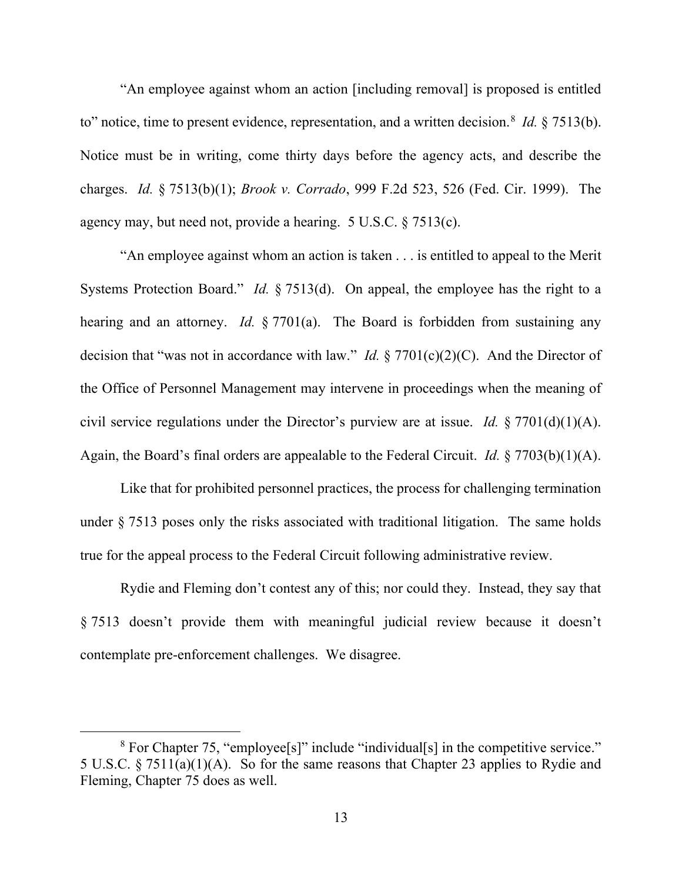"An employee against whom an action [including removal] is proposed is entitled to" notice, time to present evidence, representation, and a written decision.[8] *Id.* § 7513(b). Notice must be in writing, come thirty days before the agency acts, and describe the charges. *Id.* § 7513(b)(1); *Brook v. Corrado*, 999 F.2d 523, 526 (Fed. Cir. 1999). The agency may, but need not, provide a hearing. 5 U.S.C. § 7513(c).

"An employee against whom an action is taken . . . is entitled to appeal to the Merit Systems Protection Board." *Id.* § 7513(d). On appeal, the employee has the right to a hearing and an attorney. *Id.* § 7701(a). The Board is forbidden from sustaining any decision that "was not in accordance with law." *Id.* § 7701(c)(2)(C). And the Director of the Office of Personnel Management may intervene in proceedings when the meaning of civil service regulations under the Director's purview are at issue. *Id.* § 7701(d)(1)(A). Again, the Board's final orders are appealable to the Federal Circuit. *Id.* § 7703(b)(1)(A).

Like that for prohibited personnel practices, the process for challenging termination under § 7513 poses only the risks associated with traditional litigation. The same holds true for the appeal process to the Federal Circuit following administrative review.

Rydie and Fleming don't contest any of this; nor could they. Instead, they say that § 7513 doesn't provide them with meaningful judicial review because it doesn't contemplate pre-enforcement challenges. We disagree.

---

[8] For Chapter 75, "employee[s]" include "individual[s] in the competitive service." 5 U.S.C. § 7511(a)(1)(A). So for the same reasons that Chapter 23 applies to Rydie and Fleming, Chapter 75 does as well.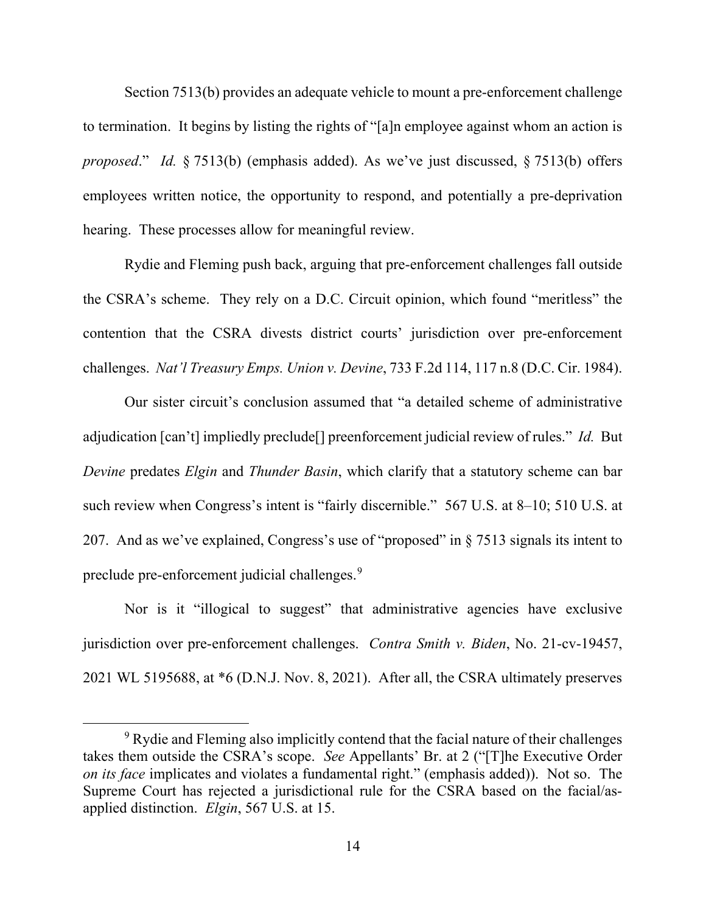Section 7513(b) provides an adequate vehicle to mount a pre-enforcement challenge to termination. It begins by listing the rights of "[a]n employee against whom an action is *proposed*." *Id.* § 7513(b) (emphasis added). As we've just discussed, § 7513(b) offers employees written notice, the opportunity to respond, and potentially a pre-deprivation hearing. These processes allow for meaningful review.

Rydie and Fleming push back, arguing that pre-enforcement challenges fall outside the CSRA's scheme. They rely on a D.C. Circuit opinion, which found "meritless" the contention that the CSRA divests district courts' jurisdiction over pre-enforcement challenges. *Nat'l Treasury Emps. Union v. Devine*, 733 F.2d 114, 117 n.8 (D.C. Cir. 1984).

Our sister circuit's conclusion assumed that "a detailed scheme of administrative adjudication [can't] impliedly preclude[] preenforcement judicial review of rules." *Id.* But *Devine* predates *Elgin* and *Thunder Basin*, which clarify that a statutory scheme can bar such review when Congress's intent is "fairly discernible." 567 U.S. at 8–10; 510 U.S. at 207. And as we've explained, Congress's use of "proposed" in § 7513 signals its intent to preclude pre-enforcement judicial challenges.[9]

Nor is it "illogical to suggest" that administrative agencies have exclusive jurisdiction over pre-enforcement challenges. *Contra Smith v. Biden*, No. 21-cv-19457, 2021 WL 5195688, at *6 (D.N.J. Nov. 8, 2021). After all, the CSRA ultimately preserves

---

[9] Rydie and Fleming also implicitly contend that the facial nature of their challenges takes them outside the CSRA's scope. *See* Appellants' Br. at 2 ("[T]he Executive Order *on its face* implicates and violates a fundamental right." (emphasis added)). Not so. The Supreme Court has rejected a jurisdictional rule for the CSRA based on the facial/as-applied distinction. *Elgin*, 567 U.S. at 15.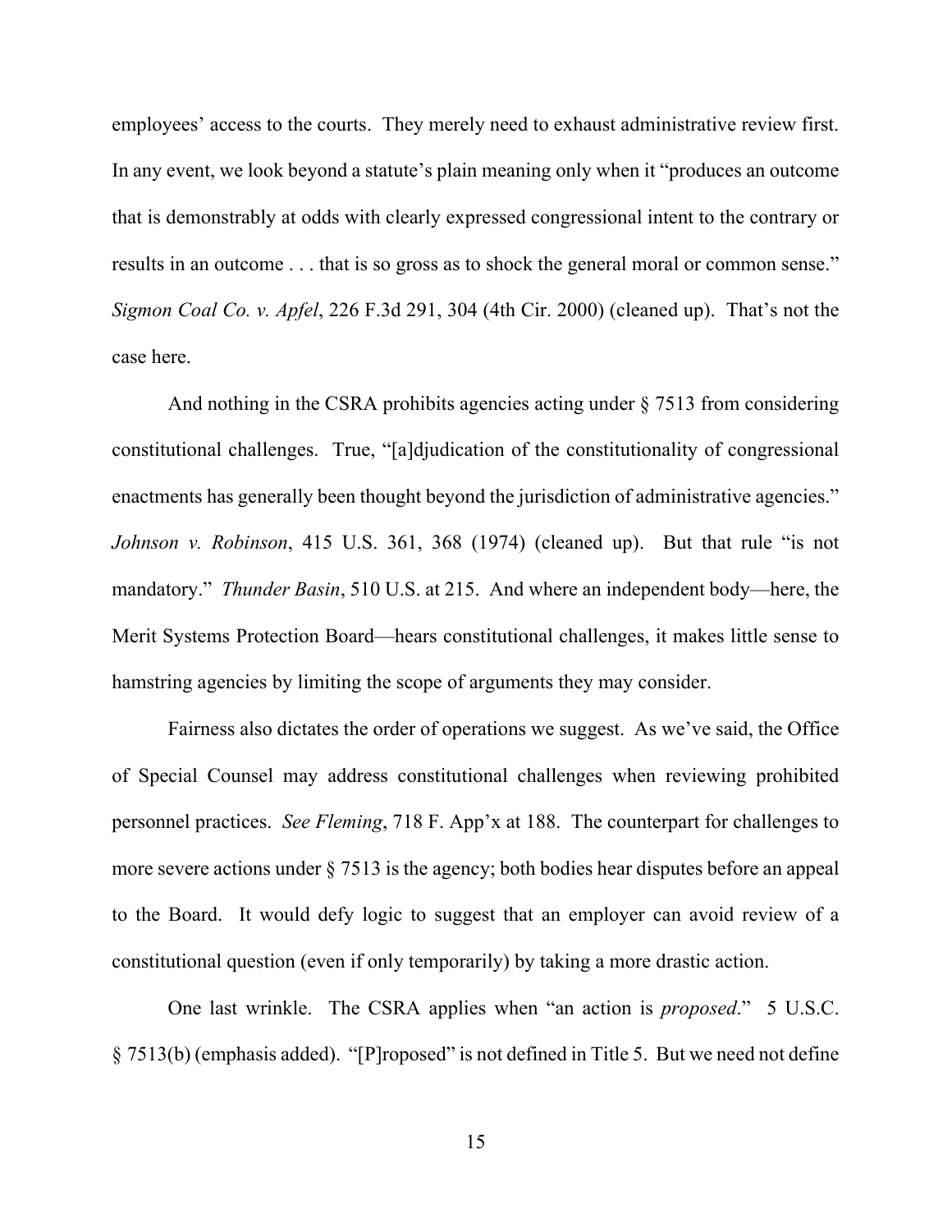employees' access to the courts. They merely need to exhaust administrative review first. In any event, we look beyond a statute's plain meaning only when it "produces an outcome that is demonstrably at odds with clearly expressed congressional intent to the contrary or results in an outcome . . . that is so gross as to shock the general moral or common sense." *Sigmon Coal Co. v. Apfel*, 226 F.3d 291, 304 (4th Cir. 2000) (cleaned up). That's not the case here.

And nothing in the CSRA prohibits agencies acting under § 7513 from considering constitutional challenges. True, "[a]djudication of the constitutionality of congressional enactments has generally been thought beyond the jurisdiction of administrative agencies." *Johnson v. Robinson*, 415 U.S. 361, 368 (1974) (cleaned up). But that rule "is not mandatory." *Thunder Basin*, 510 U.S. at 215. And where an independent body—here, the Merit Systems Protection Board—hears constitutional challenges, it makes little sense to hamstring agencies by limiting the scope of arguments they may consider.

Fairness also dictates the order of operations we suggest. As we've said, the Office of Special Counsel may address constitutional challenges when reviewing prohibited personnel practices. *See Fleming*, 718 F. App'x at 188. The counterpart for challenges to more severe actions under § 7513 is the agency; both bodies hear disputes before an appeal to the Board. It would defy logic to suggest that an employer can avoid review of a constitutional question (even if only temporarily) by taking a more drastic action.

One last wrinkle. The CSRA applies when "an action is *proposed*." 5 U.S.C. § 7513(b) (emphasis added). "[P]roposed" is not defined in Title 5. But we need not define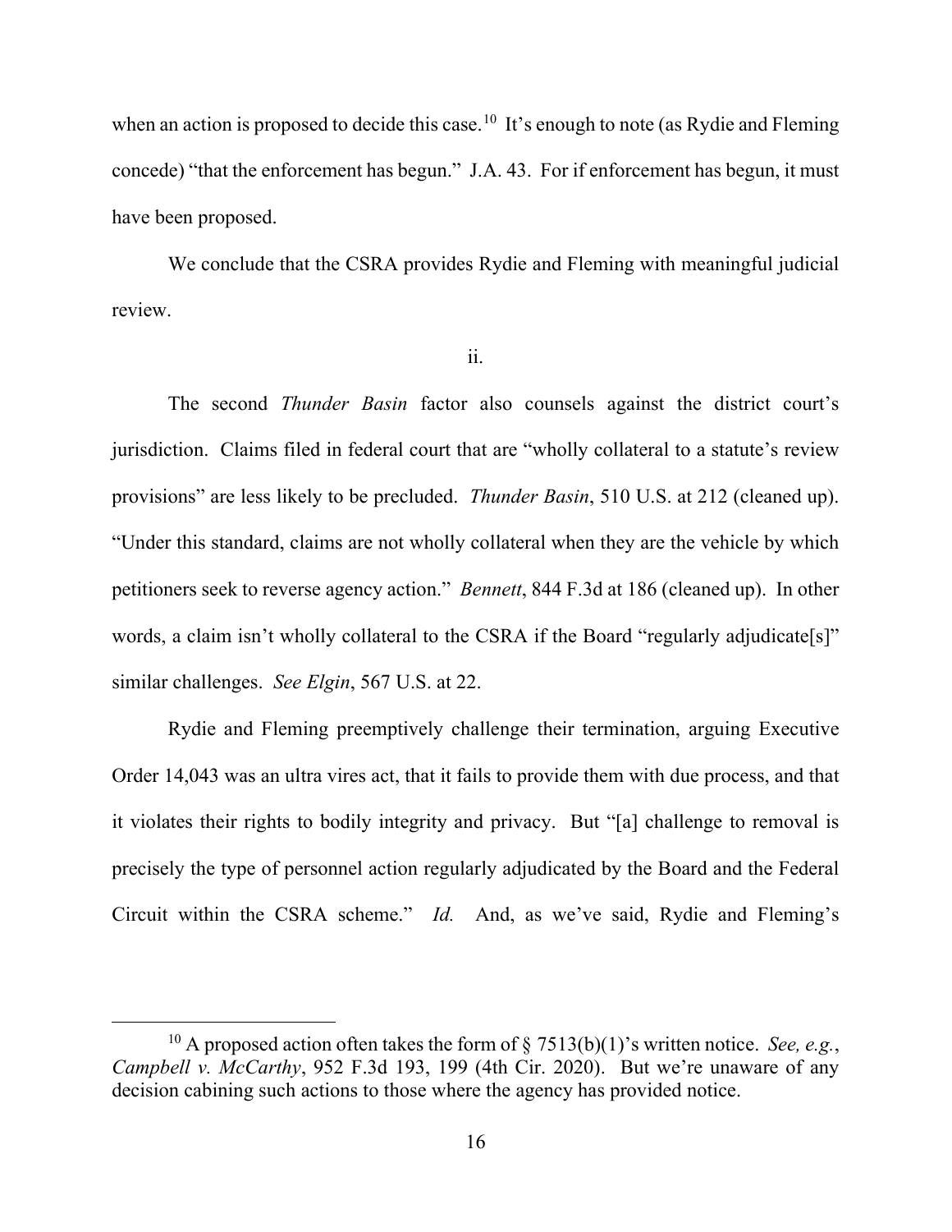when an action is proposed to decide this case.[10] It's enough to note (as Rydie and Fleming concede) "that the enforcement has begun." J.A. 43. For if enforcement has begun, it must have been proposed.

We conclude that the CSRA provides Rydie and Fleming with meaningful judicial review.

ii.

The second *Thunder Basin* factor also counsels against the district court's jurisdiction. Claims filed in federal court that are "wholly collateral to a statute's review provisions" are less likely to be precluded. *Thunder Basin*, 510 U.S. at 212 (cleaned up). "Under this standard, claims are not wholly collateral when they are the vehicle by which petitioners seek to reverse agency action." *Bennett*, 844 F.3d at 186 (cleaned up). In other words, a claim isn't wholly collateral to the CSRA if the Board "regularly adjudicate[s]" similar challenges. *See Elgin*, 567 U.S. at 22.

Rydie and Fleming preemptively challenge their termination, arguing Executive Order 14,043 was an ultra vires act, that it fails to provide them with due process, and that it violates their rights to bodily integrity and privacy. But "[a] challenge to removal is precisely the type of personnel action regularly adjudicated by the Board and the Federal Circuit within the CSRA scheme." *Id.* And, as we've said, Rydie and Fleming's

---

[10] A proposed action often takes the form of § 7513(b)(1)'s written notice. *See, e.g.*, *Campbell v. McCarthy*, 952 F.3d 193, 199 (4th Cir. 2020). But we're unaware of any decision cabining such actions to those where the agency has provided notice.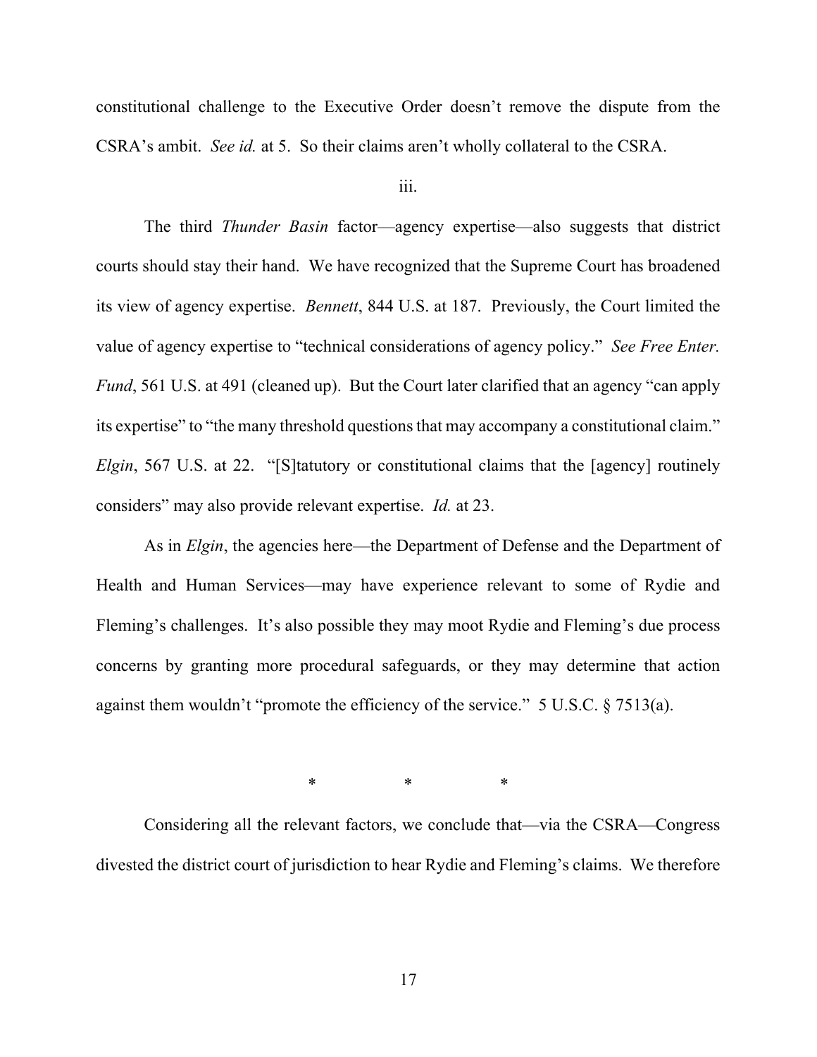constitutional challenge to the Executive Order doesn't remove the dispute from the CSRA's ambit. *See id.* at 5. So their claims aren't wholly collateral to the CSRA.

iii.

The third *Thunder Basin* factor—agency expertise—also suggests that district courts should stay their hand. We have recognized that the Supreme Court has broadened its view of agency expertise. *Bennett*, 844 U.S. at 187. Previously, the Court limited the value of agency expertise to "technical considerations of agency policy." *See Free Enter. Fund*, 561 U.S. at 491 (cleaned up). But the Court later clarified that an agency "can apply its expertise" to "the many threshold questions that may accompany a constitutional claim." *Elgin*, 567 U.S. at 22. "[S]tatutory or constitutional claims that the [agency] routinely considers" may also provide relevant expertise. *Id.* at 23.

As in *Elgin*, the agencies here—the Department of Defense and the Department of Health and Human Services—may have experience relevant to some of Rydie and Fleming's challenges. It's also possible they may moot Rydie and Fleming's due process concerns by granting more procedural safeguards, or they may determine that action against them wouldn't "promote the efficiency of the service." 5 U.S.C. § 7513(a).

\* \* \*

Considering all the relevant factors, we conclude that—via the CSRA—Congress divested the district court of jurisdiction to hear Rydie and Fleming's claims. We therefore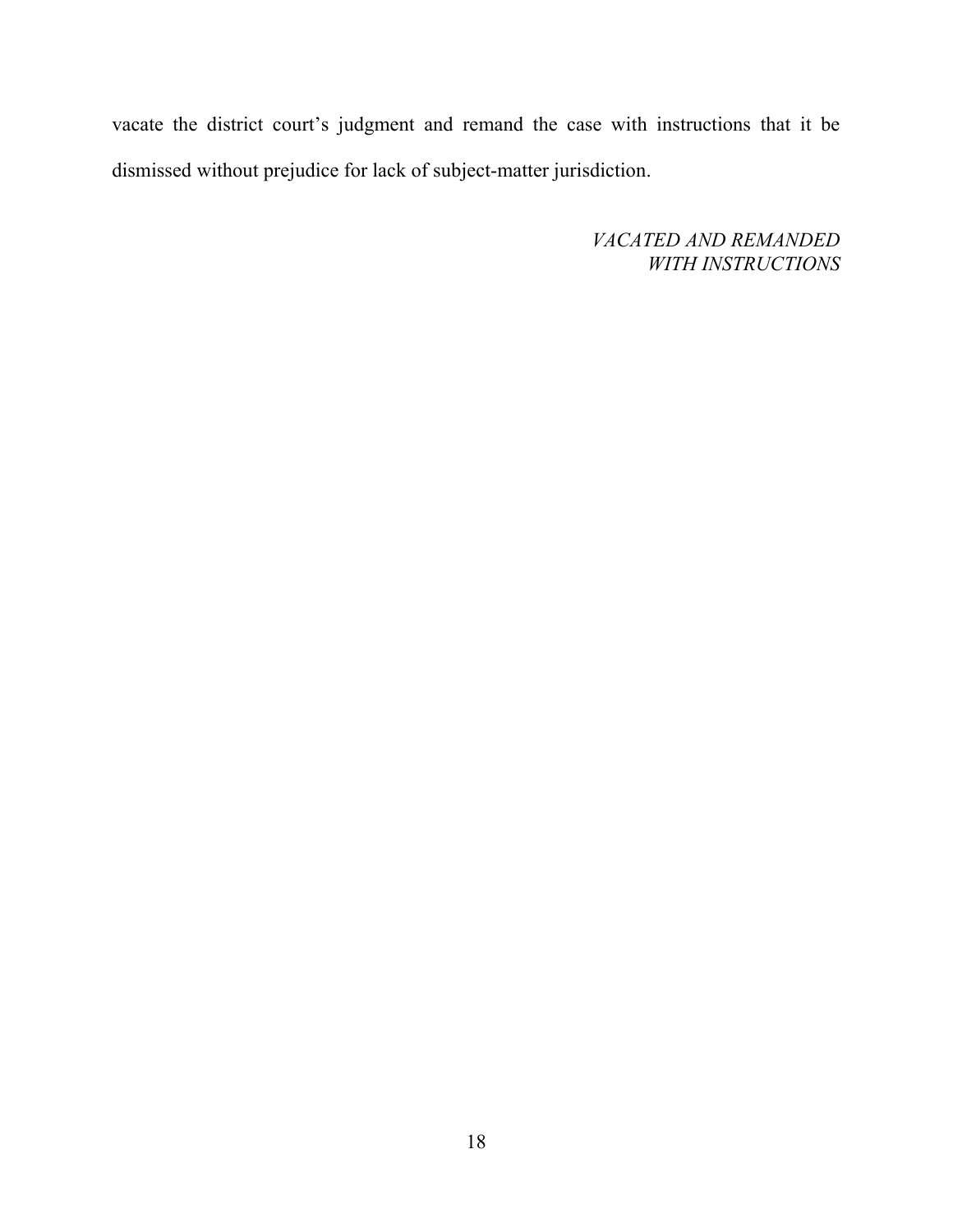vacate the district court's judgment and remand the case with instructions that it be dismissed without prejudice for lack of subject-matter jurisdiction.

*VACATED AND REMANDED*
*WITH INSTRUCTIONS*